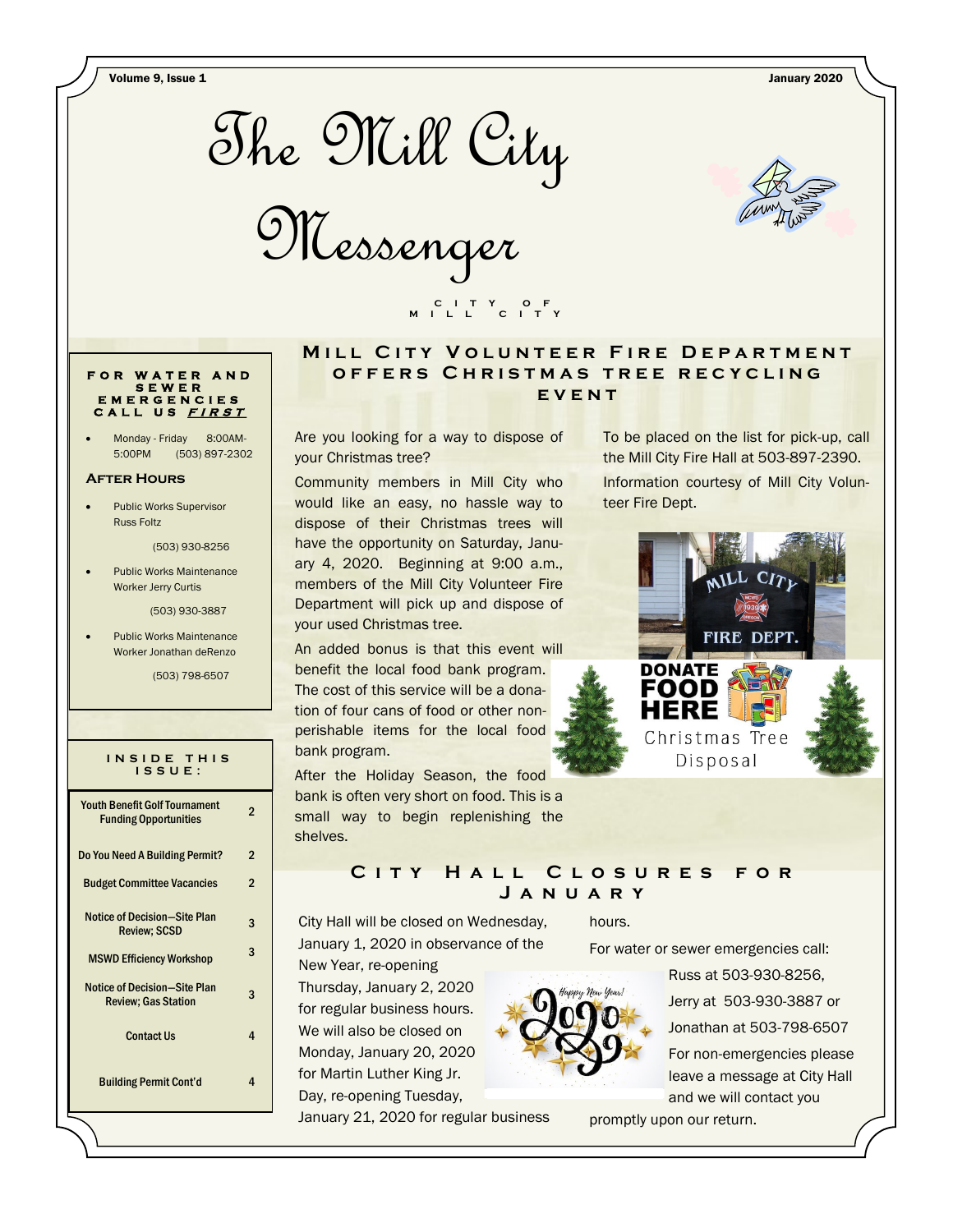# The Mill City Messenger

CITY OF MILL CITY

Volume 9, Issue 1 — January 2020

### FOR WATER AND SEWER EMERGENCIES CALL US ***FIRST***

- Monday - Friday 8:00AM-5:00PM (503) 897-2302

### After Hours

- Public Works Supervisor Russ Foltz

  (503) 930-8256

- Public Works Maintenance Worker Jerry Curtis

  (503) 930-3887

- Public Works Maintenance Worker Jonathan deRenzo

  (503) 798-6507

### INSIDE THIS ISSUE:

| | |
|---|---|
| Youth Benefit Golf Tournament Funding Opportunities | 2 |
| Do You Need A Building Permit? | 2 |
| Budget Committee Vacancies | 2 |
| Notice of Decision—Site Plan Review; SCSD | 3 |
| MSWD Efficiency Workshop | 3 |
| Notice of Decision—Site Plan Review; Gas Station | 3 |
| Contact Us | 4 |
| Building Permit Cont'd | 4 |

## Mill City Volunteer Fire Department offers Christmas tree recycling event

Are you looking for a way to dispose of your Christmas tree?

Community members in Mill City who would like an easy, no hassle way to dispose of their Christmas trees will have the opportunity on Saturday, January 4, 2020. Beginning at 9:00 a.m., members of the Mill City Volunteer Fire Department will pick up and dispose of your used Christmas tree.

An added bonus is that this event will benefit the local food bank program. The cost of this service will be a donation of four cans of food or other non-perishable items for the local food bank program.

After the Holiday Season, the food bank is often very short on food. This is a small way to begin replenishing the shelves.

To be placed on the list for pick-up, call the Mill City Fire Hall at 503-897-2390.

Information courtesy of Mill City Volunteer Fire Dept.

DONATE FOOD HERE

Christmas Tree Disposal

## City Hall Closures for January

City Hall will be closed on Wednesday, January 1, 2020 in observance of the New Year, re-opening Thursday, January 2, 2020 for regular business hours. We will also be closed on Monday, January 20, 2020 for Martin Luther King Jr. Day, re-opening Tuesday, January 21, 2020 for regular business hours.

For water or sewer emergencies call:

Russ at 503-930-8256,

Jerry at 503-930-3887 or

Jonathan at 503-798-6507

For non-emergencies please leave a message at City Hall and we will contact you promptly upon our return.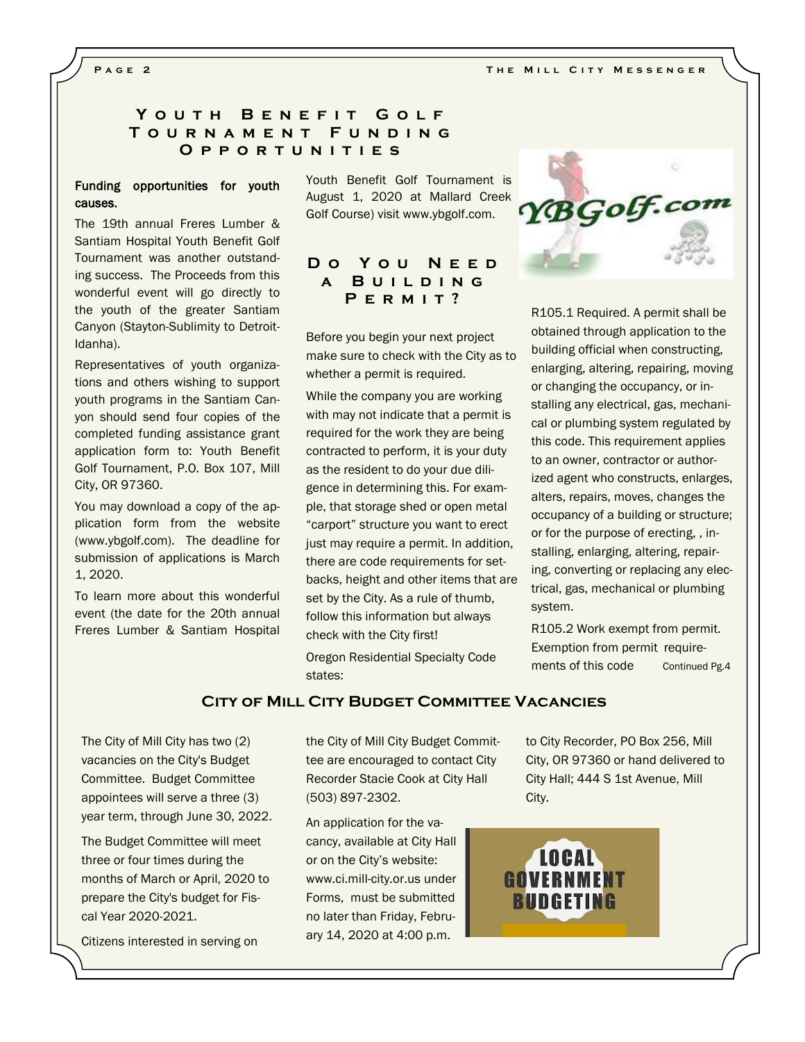## Youth Benefit Golf Tournament Funding Opportunities

**Funding opportunities for youth causes.**

The 19th annual Freres Lumber & Santiam Hospital Youth Benefit Golf Tournament was another outstanding success. The Proceeds from this wonderful event will go directly to the youth of the greater Santiam Canyon (Stayton-Sublimity to Detroit-Idanha).

Representatives of youth organizations and others wishing to support youth programs in the Santiam Canyon should send four copies of the completed funding assistance grant application form to: Youth Benefit Golf Tournament, P.O. Box 107, Mill City, OR 97360.

You may download a copy of the application form from the website (www.ybgolf.com). The deadline for submission of applications is March 1, 2020.

To learn more about this wonderful event (the date for the 20th annual Freres Lumber & Santiam Hospital Youth Benefit Golf Tournament is August 1, 2020 at Mallard Creek Golf Course) visit www.ybgolf.com.

## Do You Need a Building Permit?

Before you begin your next project make sure to check with the City as to whether a permit is required.

While the company you are working with may not indicate that a permit is required for the work they are being contracted to perform, it is your duty as the resident to do your due diligence in determining this. For example, that storage shed or open metal "carport" structure you want to erect just may require a permit. In addition, there are code requirements for setbacks, height and other items that are set by the City. As a rule of thumb, follow this information but always check with the City first!

Oregon Residential Specialty Code states:

R105.1 Required. A permit shall be obtained through application to the building official when constructing, enlarging, altering, repairing, moving or changing the occupancy, or installing any electrical, gas, mechanical or plumbing system regulated by this code. This requirement applies to an owner, contractor or authorized agent who constructs, enlarges, alters, repairs, moves, changes the occupancy of a building or structure; or for the purpose of erecting, , installing, enlarging, altering, repairing, converting or replacing any electrical, gas, mechanical or plumbing system.

R105.2 Work exempt from permit. Exemption from permit requirements of this code Continued Pg.4

## City of Mill City Budget Committee Vacancies

The City of Mill City has two (2) vacancies on the City's Budget Committee. Budget Committee appointees will serve a three (3) year term, through June 30, 2022.

The Budget Committee will meet three or four times during the months of March or April, 2020 to prepare the City's budget for Fiscal Year 2020-2021.

Citizens interested in serving on the City of Mill City Budget Committee are encouraged to contact City Recorder Stacie Cook at City Hall (503) 897-2302.

An application for the vacancy, available at City Hall or on the City's website: www.ci.mill-city.or.us under Forms, must be submitted no later than Friday, February 14, 2020 at 4:00 p.m. to City Recorder, PO Box 256, Mill City, OR 97360 or hand delivered to City Hall; 444 S 1st Avenue, Mill City.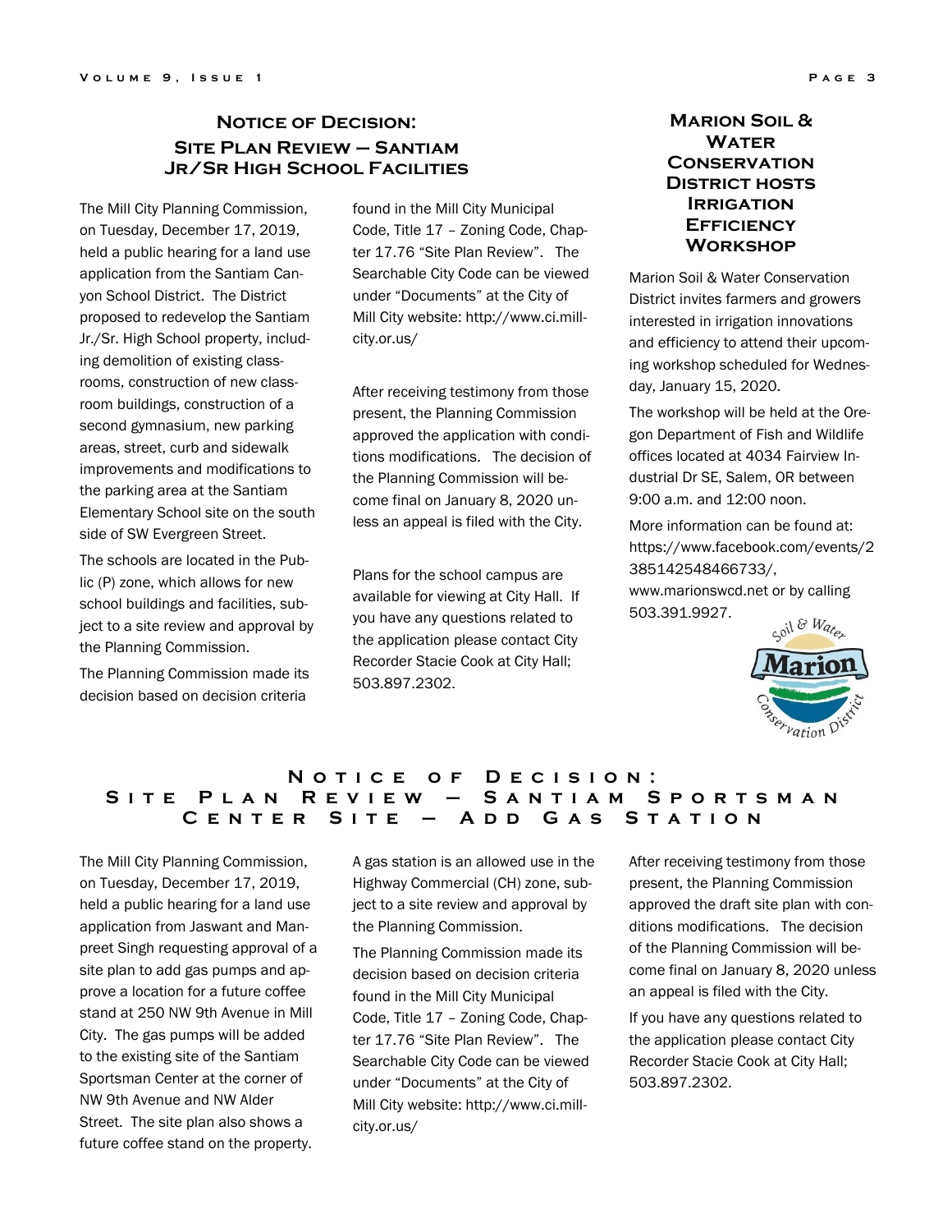## Notice of Decision: Site Plan Review – Santiam Jr/Sr High School Facilities

The Mill City Planning Commission, on Tuesday, December 17, 2019, held a public hearing for a land use application from the Santiam Canyon School District. The District proposed to redevelop the Santiam Jr./Sr. High School property, including demolition of existing classrooms, construction of new classroom buildings, construction of a second gymnasium, new parking areas, street, curb and sidewalk improvements and modifications to the parking area at the Santiam Elementary School site on the south side of SW Evergreen Street.

The schools are located in the Public (P) zone, which allows for new school buildings and facilities, subject to a site review and approval by the Planning Commission.

The Planning Commission made its decision based on decision criteria found in the Mill City Municipal Code, Title 17 – Zoning Code, Chapter 17.76 "Site Plan Review". The Searchable City Code can be viewed under "Documents" at the City of Mill City website: http://www.ci.mill-city.or.us/

After receiving testimony from those present, the Planning Commission approved the application with conditions modifications. The decision of the Planning Commission will become final on January 8, 2020 unless an appeal is filed with the City.

Plans for the school campus are available for viewing at City Hall. If you have any questions related to the application please contact City Recorder Stacie Cook at City Hall; 503.897.2302.

## Marion Soil & Water Conservation District hosts Irrigation Efficiency Workshop

Marion Soil & Water Conservation District invites farmers and growers interested in irrigation innovations and efficiency to attend their upcoming workshop scheduled for Wednesday, January 15, 2020.

The workshop will be held at the Oregon Department of Fish and Wildlife offices located at 4034 Fairview Industrial Dr SE, Salem, OR between 9:00 a.m. and 12:00 noon.

More information can be found at: https://www.facebook.com/events/2385142548466733/, www.marionswcd.net or by calling 503.391.9927.

## Notice of Decision: Site Plan Review – Santiam Sportsman Center Site – Add Gas Station

The Mill City Planning Commission, on Tuesday, December 17, 2019, held a public hearing for a land use application from Jaswant and Manpreet Singh requesting approval of a site plan to add gas pumps and approve a location for a future coffee stand at 250 NW 9th Avenue in Mill City. The gas pumps will be added to the existing site of the Santiam Sportsman Center at the corner of NW 9th Avenue and NW Alder Street. The site plan also shows a future coffee stand on the property.

A gas station is an allowed use in the Highway Commercial (CH) zone, subject to a site review and approval by the Planning Commission.

The Planning Commission made its decision based on decision criteria found in the Mill City Municipal Code, Title 17 – Zoning Code, Chapter 17.76 "Site Plan Review". The Searchable City Code can be viewed under "Documents" at the City of Mill City website: http://www.ci.mill-city.or.us/

After receiving testimony from those present, the Planning Commission approved the draft site plan with conditions modifications. The decision of the Planning Commission will become final on January 8, 2020 unless an appeal is filed with the City.

If you have any questions related to the application please contact City Recorder Stacie Cook at City Hall; 503.897.2302.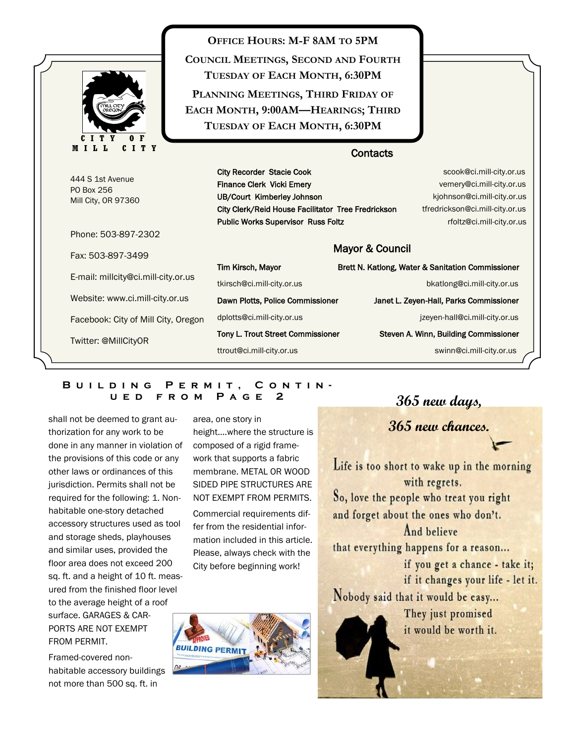**OFFICE HOURS: M-F 8AM TO 5PM**

**COUNCIL MEETINGS, SECOND AND FOURTH TUESDAY OF EACH MONTH, 6:30PM**

**PLANNING MEETINGS, THIRD FRIDAY OF EACH MONTH, 9:00AM—HEARINGS; THIRD TUESDAY OF EACH MONTH, 6:30PM**

CITY OF MILL CITY

444 S 1st Avenue
PO Box 256
Mill City, OR 97360

Phone: 503-897-2302

Fax: 503-897-3499

E-mail: millcity@ci.mill-city.or.us

Website: www.ci.mill-city.or.us

Facebook: City of Mill City, Oregon

Twitter: @MillCityOR

## Contacts

| | |
|---|---|
| City Recorder Stacie Cook | scook@ci.mill-city.or.us |
| Finance Clerk Vicki Emery | vemery@ci.mill-city.or.us |
| UB/Court Kimberley Johnson | kjohnson@ci.mill-city.or.us |
| City Clerk/Reid House Facilitator Tree Fredrickson | tfredrickson@ci.mill-city.or.us |
| Public Works Supervisor Russ Foltz | rfoltz@ci.mill-city.or.us |

## Mayor & Council

| | |
|---|---|
| Tim Kirsch, Mayor | Brett N. Katlong, Water & Sanitation Commissioner |
| tkirsch@ci.mill-city.or.us | bkatlong@ci.mill-city.or.us |
| Dawn Plotts, Police Commissioner | Janet L. Zeyen-Hall, Parks Commissioner |
| dplotts@ci.mill-city.or.us | jzeyen-hall@ci.mill-city.or.us |
| Tony L. Trout Street Commissioner | Steven A. Winn, Building Commissioner |
| ttrout@ci.mill-city.or.us | swinn@ci.mill-city.or.us |

## Building Permit, Continued from Page 2

shall not be deemed to grant authorization for any work to be done in any manner in violation of the provisions of this code or any other laws or ordinances of this jurisdiction. Permits shall not be required for the following: 1. Non-habitable one-story detached accessory structures used as tool and storage sheds, playhouses and similar uses, provided the floor area does not exceed 200 sq. ft. and a height of 10 ft. measured from the finished floor level to the average height of a roof surface. GARAGES & CARPORTS ARE NOT EXEMPT FROM PERMIT.

Framed-covered non-habitable accessory buildings not more than 500 sq. ft. in area, one story in height....where the structure is composed of a rigid framework that supports a fabric membrane. METAL OR WOOD SIDED PIPE STRUCTURES ARE NOT EXEMPT FROM PERMITS.

Commercial requirements differ from the residential information included in this article. Please, always check with the City before beginning work!

*365 new days,*

*365 new chances.*

Life is too short to wake up in the morning with regrets.
So, love the people who treat you right and forget about the ones who don't.
And believe that everything happens for a reason...
if you get a chance - take it;
if it changes your life - let it.
Nobody said that it would be easy...
They just promised it would be worth it.